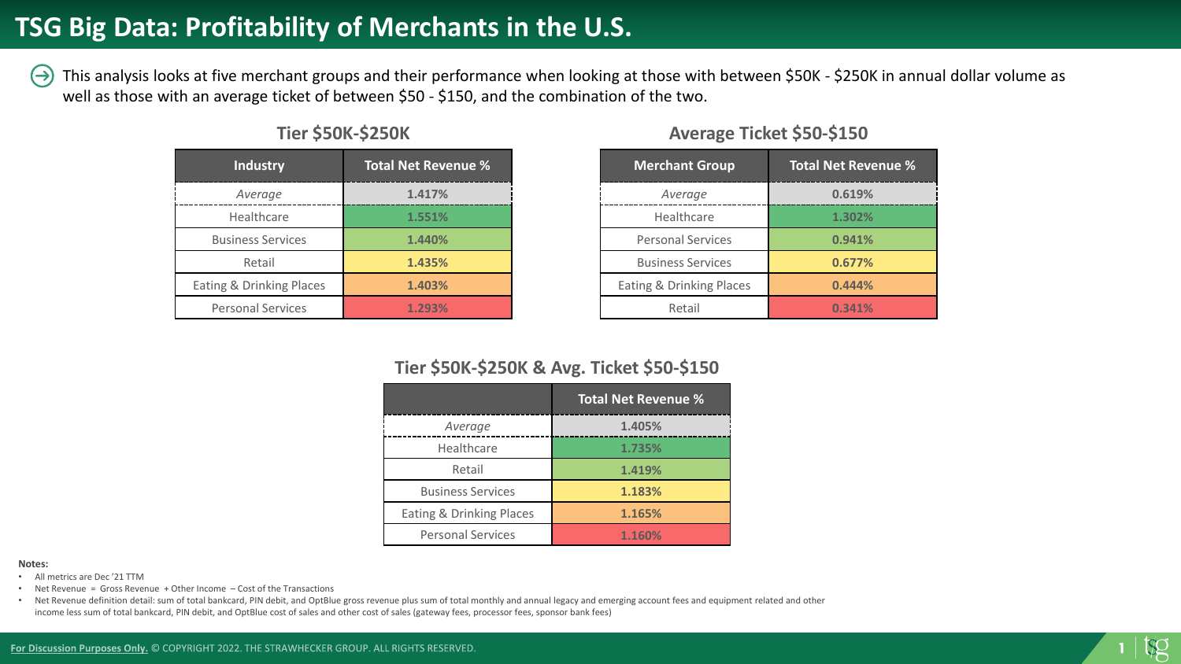# TSG Big Data: Profitability of Merchants in the U.S.

This analysis looks at five merchant groups and their performance when looking at those with between $50K - $250K in annual dollar volume as well as those with an average ticket of between $50 - $150, and the combination of the two.

### Tier $50K-$250K

| Industry | Total Net Revenue % |
| --- | --- |
| *Average* | 1.417% |
| Healthcare | 1.551% |
| Business Services | 1.440% |
| Retail | 1.435% |
| Eating & Drinking Places | 1.403% |
| Personal Services | 1.293% |

### Average Ticket $50-$150

| Merchant Group | Total Net Revenue % |
| --- | --- |
| *Average* | 0.619% |
| Healthcare | 1.302% |
| Personal Services | 0.941% |
| Business Services | 0.677% |
| Eating & Drinking Places | 0.444% |
| Retail | 0.341% |

### Tier $50K-$250K & Avg. Ticket $50-$150

| | Total Net Revenue % |
| --- | --- |
| *Average* | 1.405% |
| Healthcare | 1.735% |
| Retail | 1.419% |
| Business Services | 1.183% |
| Eating & Drinking Places | 1.165% |
| Personal Services | 1.160% |

**Notes:**

- All metrics are Dec '21 TTM
- Net Revenue = Gross Revenue + Other Income – Cost of the Transactions
- Net Revenue definition detail: sum of total bankcard, PIN debit, and OptBlue gross revenue plus sum of total monthly and annual legacy and emerging account fees and equipment related and other income less sum of total bankcard, PIN debit, and OptBlue cost of sales and other cost of sales (gateway fees, processor fees, sponsor bank fees)

For Discussion Purposes Only. © COPYRIGHT 2022. THE STRAWHECKER GROUP. ALL RIGHTS RESERVED.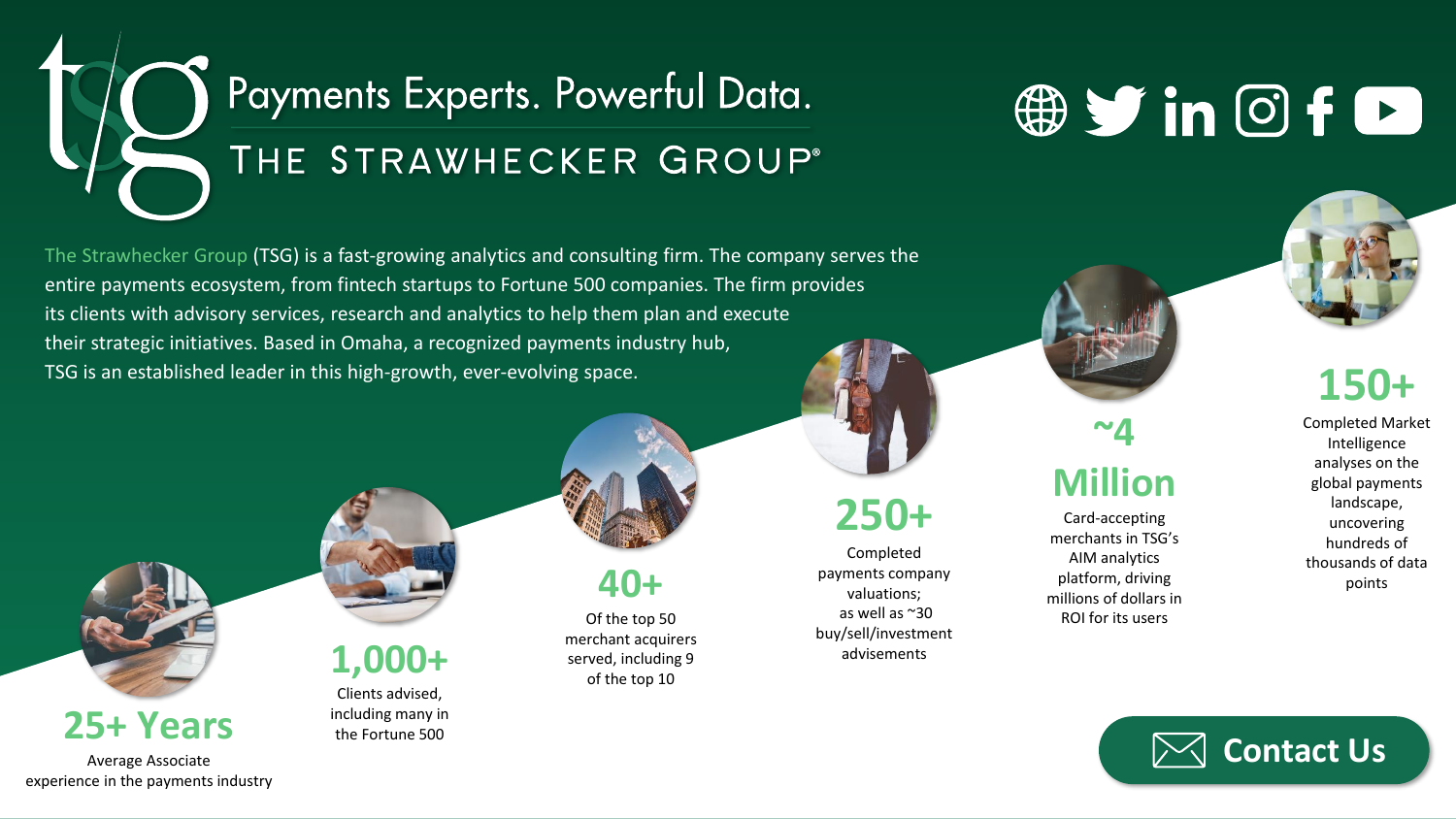# Payments Experts. Powerful Data.

## THE STRAWHECKER GROUP®

The Strawhecker Group (TSG) is a fast-growing analytics and consulting firm. The company serves the entire payments ecosystem, from fintech startups to Fortune 500 companies. The firm provides its clients with advisory services, research and analytics to help them plan and execute their strategic initiatives. Based in Omaha, a recognized payments industry hub, TSG is an established leader in this high-growth, ever-evolving space.

**25+ Years**
Average Associate experience in the payments industry

**1,000+**
Clients advised, including many in the Fortune 500

**40+**
Of the top 50 merchant acquirers served, including 9 of the top 10

**250+**
Completed payments company valuations; as well as ~30 buy/sell/investment advisements

**~4 Million**
Card-accepting merchants in TSG's AIM analytics platform, driving millions of dollars in ROI for its users

**150+**
Completed Market Intelligence analyses on the global payments landscape, uncovering hundreds of thousands of data points

Contact Us